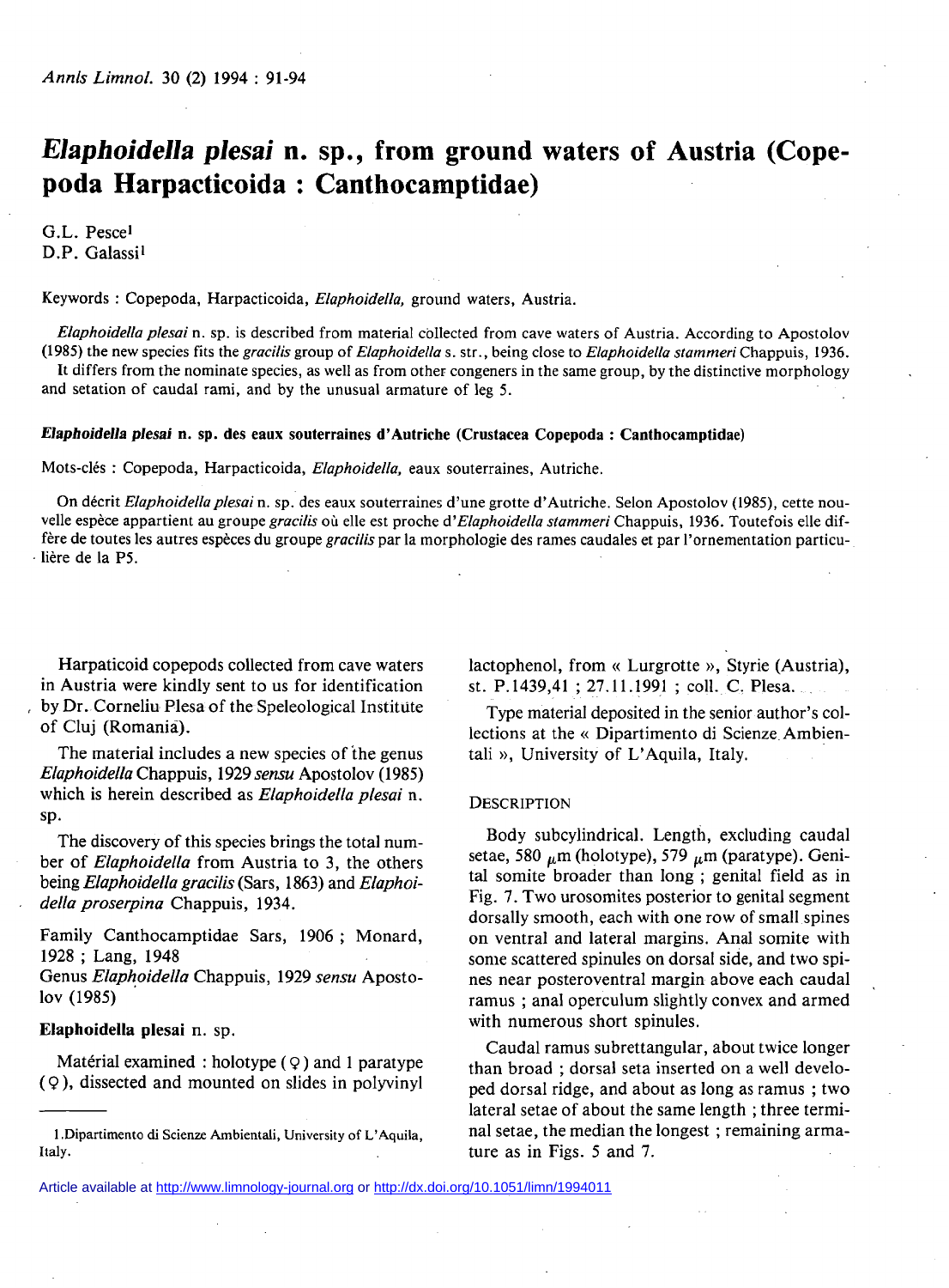# *Elaphoidella plesai* n. sp., from ground waters of Austria (Copepoda Harpacticoida : Canthocamptidae)

G.L. Pesce[1]
D.P. Galassi[1]

Keywords : Copepoda, Harpacticoida, *Elaphoidella*, ground waters, Austria.

*Elaphoidella plesai* n. sp. is described from material collected from cave waters of Austria. According to Apostolov (1985) the new species fits the *gracilis* group of *Elaphoidella* s. str., being close to *Elaphoidella stammeri* Chappuis, 1936. It differs from the nominate species, as well as from other congeners in the same group, by the distinctive morphology and setation of caudal rami, and by the unusual armature of leg 5.

**Elaphoidella plesai n. sp. des eaux souterraines d'Autriche (Crustacea Copepoda : Canthocamptidae)**

Mots-clés : Copepoda, Harpacticoida, *Elaphoidella*, eaux souterraines, Autriche.

On décrit *Elaphoidella plesai* n. sp. des eaux souterraines d'une grotte d'Autriche. Selon Apostolov (1985), cette nouvelle espèce appartient au groupe *gracilis* où elle est proche d'*Elaphoidella stammeri* Chappuis, 1936. Toutefois elle diffère de toutes les autres espèces du groupe *gracilis* par la morphologie des rames caudales et par l'ornementation particulière de la P5.

Harpaticoid copepods collected from cave waters in Austria were kindly sent to us for identification by Dr. Corneliu Plesa of the Speleological Institute of Cluj (Romania).

The material includes a new species of the genus *Elaphoidella* Chappuis, 1929 *sensu* Apostolov (1985) which is herein described as *Elaphoidella plesai* n. sp.

The discovery of this species brings the total number of *Elaphoidella* from Austria to 3, the others being *Elaphoidella gracilis* (Sars, 1863) and *Elaphoidella proserpina* Chappuis, 1934.

Family Canthocamptidae Sars, 1906 ; Monard, 1928 ; Lang, 1948
Genus *Elaphoidella* Chappuis, 1929 *sensu* Apostolov (1985)

**Elaphoidella plesai** n. sp.

Matérial examined : holotype (♀) and 1 paratype (♀), dissected and mounted on slides in polyvinyl lactophenol, from « Lurgrotte », Styrie (Austria), st. P.1439,41 ; 27.11.1991 ; coll. C. Plesa.

Type material deposited in the senior author's collections at the « Dipartimento di Scienze Ambientali », University of L'Aquila, Italy.

## DESCRIPTION

Body subcylindrical. Length, excluding caudal setae, 580 μm (holotype), 579 μm (paratype). Genital somite broader than long ; genital field as in Fig. 7. Two urosomites posterior to genital segment dorsally smooth, each with one row of small spines on ventral and lateral margins. Anal somite with some scattered spinules on dorsal side, and two spines near posteroventral margin above each caudal ramus ; anal operculum slightly convex and armed with numerous short spinules.

Caudal ramus subrettangular, about twice longer than broad ; dorsal seta inserted on a well developed dorsal ridge, and about as long as ramus ; two lateral setae of about the same length ; three terminal setae, the median the longest ; remaining armature as in Figs. 5 and 7.

[1] Dipartimento di Scienze Ambientali, University of L'Aquila, Italy.

Article available at http://www.limnology-journal.org or http://dx.doi.org/10.1051/limn/1994011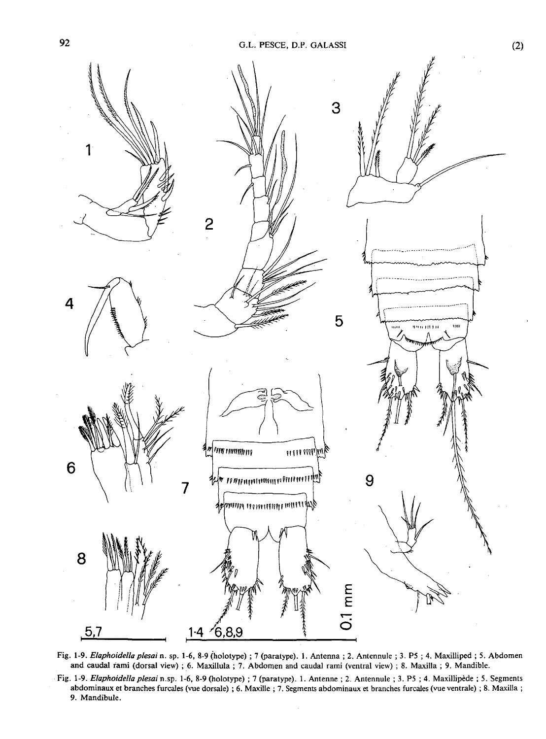Fig. 1-9. *Elaphoidella plesai* n. sp. 1-6, 8-9 (holotype) ; 7 (paratype). 1. Antenna ; 2. Antennule ; 3. P5 ; 4. Maxilliped ; 5. Abdomen and caudal rami (dorsal view) ; 6. Maxillula ; 7. Abdomen and caudal rami (ventral view) ; 8. Maxilla ; 9. Mandible.

Fig. 1-9. *Elaphoidella plesai* n.sp. 1-6, 8-9 (holotype) ; 7 (paratype). 1. Antenne ; 2. Antennule ; 3. P5 ; 4. Maxillipède ; 5. Segments abdominaux et branches furcales (vue dorsale) ; 6. Maxille ; 7. Segments abdominaux et branches furcales (vue ventrale) ; 8. Maxilla ; 9. Mandibule.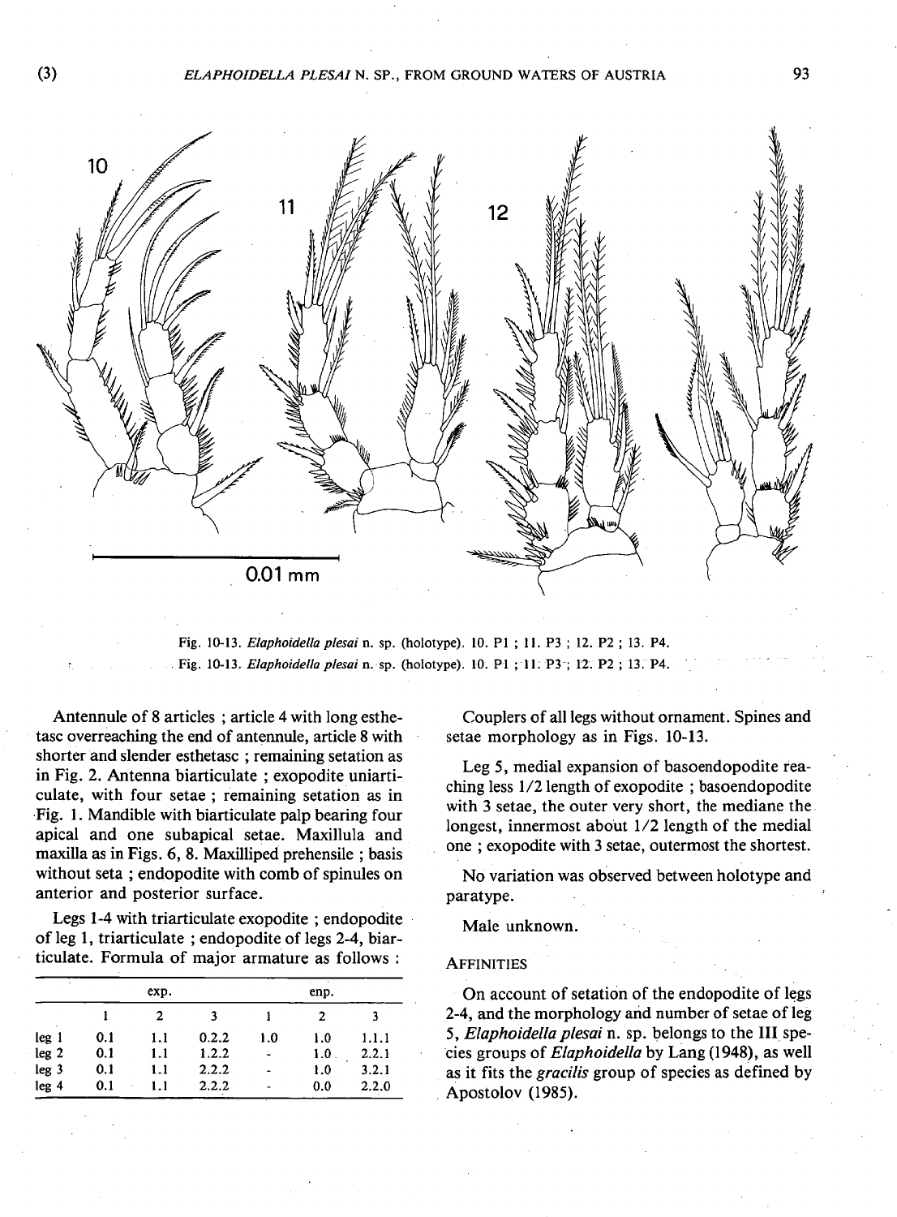Fig. 10-13. *Elaphoidella plesai* n. sp. (holotype). 10. P1 ; 11. P3 ; 12. P2 ; 13. P4.

Antennule of 8 articles ; article 4 with long esthetasc overreaching the end of antennule, article 8 with shorter and slender esthetasc ; remaining setation as in Fig. 2. Antenna biarticulate ; exopodite uniarticulate, with four setae ; remaining setation as in Fig. 1. Mandible with biarticulate palp bearing four apical and one subapical setae. Maxillula and maxilla as in Figs. 6, 8. Maxilliped prehensile ; basis without seta ; endopodite with comb of spinules on anterior and posterior surface.

Legs 1-4 with triarticulate exopodite ; endopodite of leg 1, triarticulate ; endopodite of legs 2-4, biarticulate. Formula of major armature as follows :

| | exp. | | | enp. | | |
|---|---|---|---|---|---|---|
| | 1 | 2 | 3 | 1 | 2 | 3 |
| leg 1 | 0.1 | 1.1 | 0.2.2 | 1.0 | 1.0 | 1.1.1 |
| leg 2 | 0.1 | 1.1 | 1.2.2 | - | 1.0 | 2.2.1 |
| leg 3 | 0.1 | 1.1 | 2.2.2 | - | 1.0 | 3.2.1 |
| leg 4 | 0.1 | 1.1 | 2.2.2 | - | 0.0 | 2.2.0 |

Couplers of all legs without ornament. Spines and setae morphology as in Figs. 10-13.

Leg 5, medial expansion of basoendopodite reaching less 1/2 length of exopodite ; basoendopodite with 3 setae, the outer very short, the mediane the longest, innermost about 1/2 length of the medial one ; exopodite with 3 setae, outermost the shortest.

No variation was observed between holotype and paratype.

Male unknown.

## Affinities

On account of setation of the endopodite of legs 2-4, and the morphology and number of setae of leg 5, *Elaphoidella plesai* n. sp. belongs to the III species groups of *Elaphoidella* by Lang (1948), as well as it fits the *gracilis* group of species as defined by Apostolov (1985).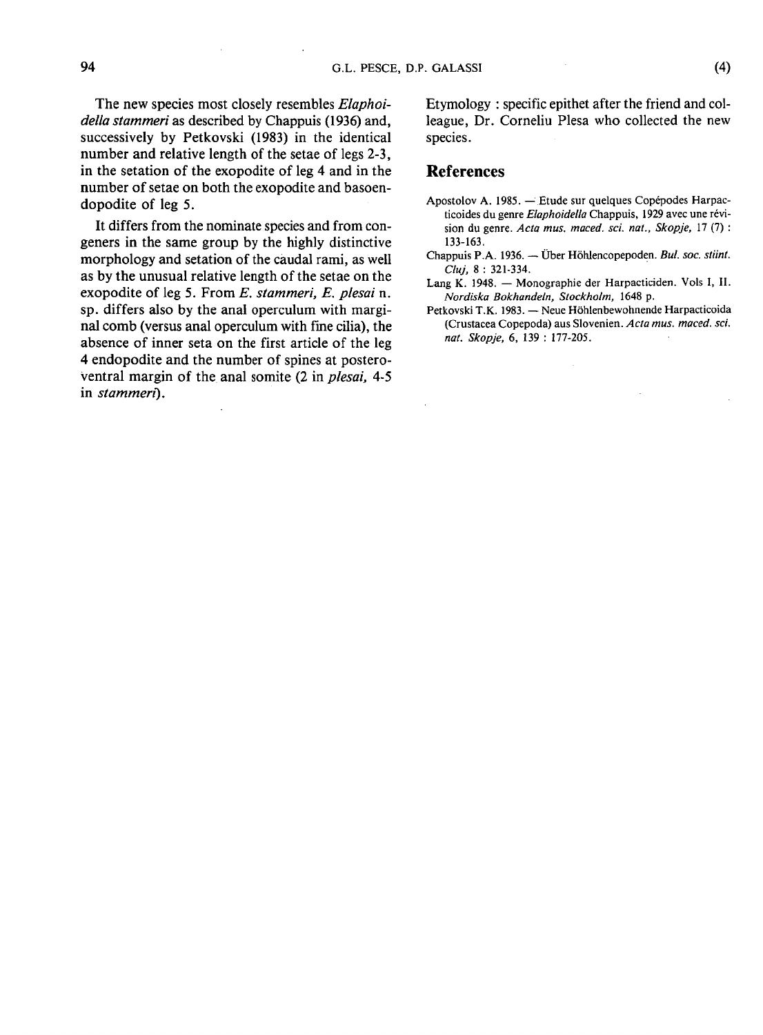The new species most closely resembles *Elaphoidella stammeri* as described by Chappuis (1936) and, successively by Petkovski (1983) in the identical number and relative length of the setae of legs 2-3, in the setation of the exopodite of leg 4 and in the number of setae on both the exopodite and basoendopodite of leg 5.

It differs from the nominate species and from congeners in the same group by the highly distinctive morphology and setation of the caudal rami, as well as by the unusual relative length of the setae on the exopodite of leg 5. From *E. stammeri*, *E. plesai* n. sp. differs also by the anal operculum with marginal comb (versus anal operculum with fine cilia), the absence of inner seta on the first article of the leg 4 endopodite and the number of spines at posteroventral margin of the anal somite (2 in *plesai*, 4-5 in *stammeri*).

Etymology : specific epithet after the friend and colleague, Dr. Corneliu Plesa who collected the new species.

## References

Apostolov A. 1985. — Etude sur quelques Copépodes Harpacticoides du genre *Elaphoidella* Chappuis, 1929 avec une révision du genre. *Acta mus. maced. sci. nat., Skopje*, 17 (7) : 133-163.

Chappuis P.A. 1936. — Über Höhlencopepoden. *Bul. soc. stiint. Cluj*, 8 : 321-334.

Lang K. 1948. — Monographie der Harpacticiden. Vols I, II. *Nordiska Bokhandeln, Stockholm*, 1648 p.

Petkovski T.K. 1983. — Neue Höhlenbewohnende Harpacticoida (Crustacea Copepoda) aus Slovenien. *Acta mus. maced. sci. nat. Skopje*, 6, 139 : 177-205.